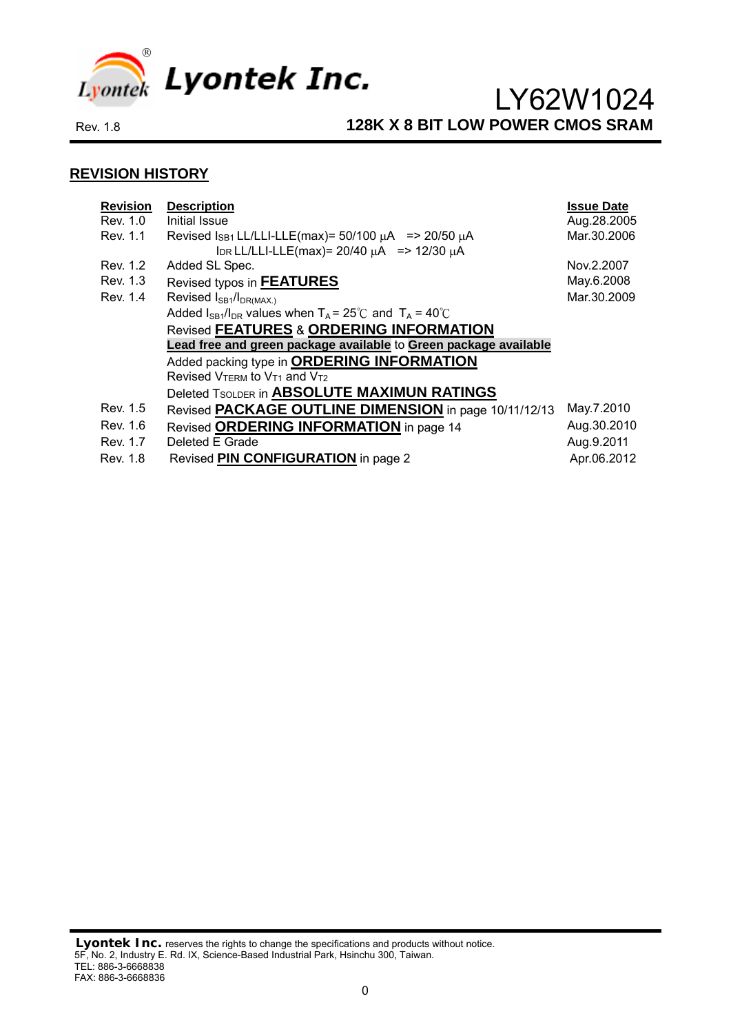Lyontek Inc.

# LY62W1024

Rev. 1.8

**128K X 8 BIT LOW POWER CMOS SRAM**

## REVISION HISTORY

| Revision | Description | Issue Date |
|---|---|---|
| Rev. 1.0 | Initial Issue | Aug.28.2005 |
| Rev. 1.1 | Revised $I_{SB1}$ LL/LLI-LLE(max)= 50/100 μA => 20/50 μA<br>$I_{DR}$ LL/LLI-LLE(max)= 20/40 μA => 12/30 μA | Mar.30.2006 |
| Rev. 1.2 | Added SL Spec. | Nov.2.2007 |
| Rev. 1.3 | Revised typos in **FEATURES** | May.6.2008 |
| Rev. 1.4 | Revised $I_{SB1}$/$I_{DR(MAX.)}$<br>Added $I_{SB1}$/$I_{DR}$ values when $T_A$ = 25℃ and $T_A$ = 40℃<br>Revised **FEATURES** & **ORDERING INFORMATION**<br>**Lead free and green package available** to **Green package available**<br>Added packing type in **ORDERING INFORMATION**<br>Revised $V_{TERM}$ to $V_{T1}$ and $V_{T2}$<br>Deleted $T_{SOLDER}$ in **ABSOLUTE MAXIMUN RATINGS** | Mar.30.2009 |
| Rev. 1.5 | Revised **PACKAGE OUTLINE DIMENSION** in page 10/11/12/13 | May.7.2010 |
| Rev. 1.6 | Revised **ORDERING INFORMATION** in page 14 | Aug.30.2010 |
| Rev. 1.7 | Deleted E Grade | Aug.9.2011 |
| Rev. 1.8 | Revised **PIN CONFIGURATION** in page 2 | Apr.06.2012 |

**Lyontek Inc.** reserves the rights to change the specifications and products without notice.
5F, No. 2, Industry E. Rd. IX, Science-Based Industrial Park, Hsinchu 300, Taiwan.
TEL: 886-3-6668838
FAX: 886-3-6668836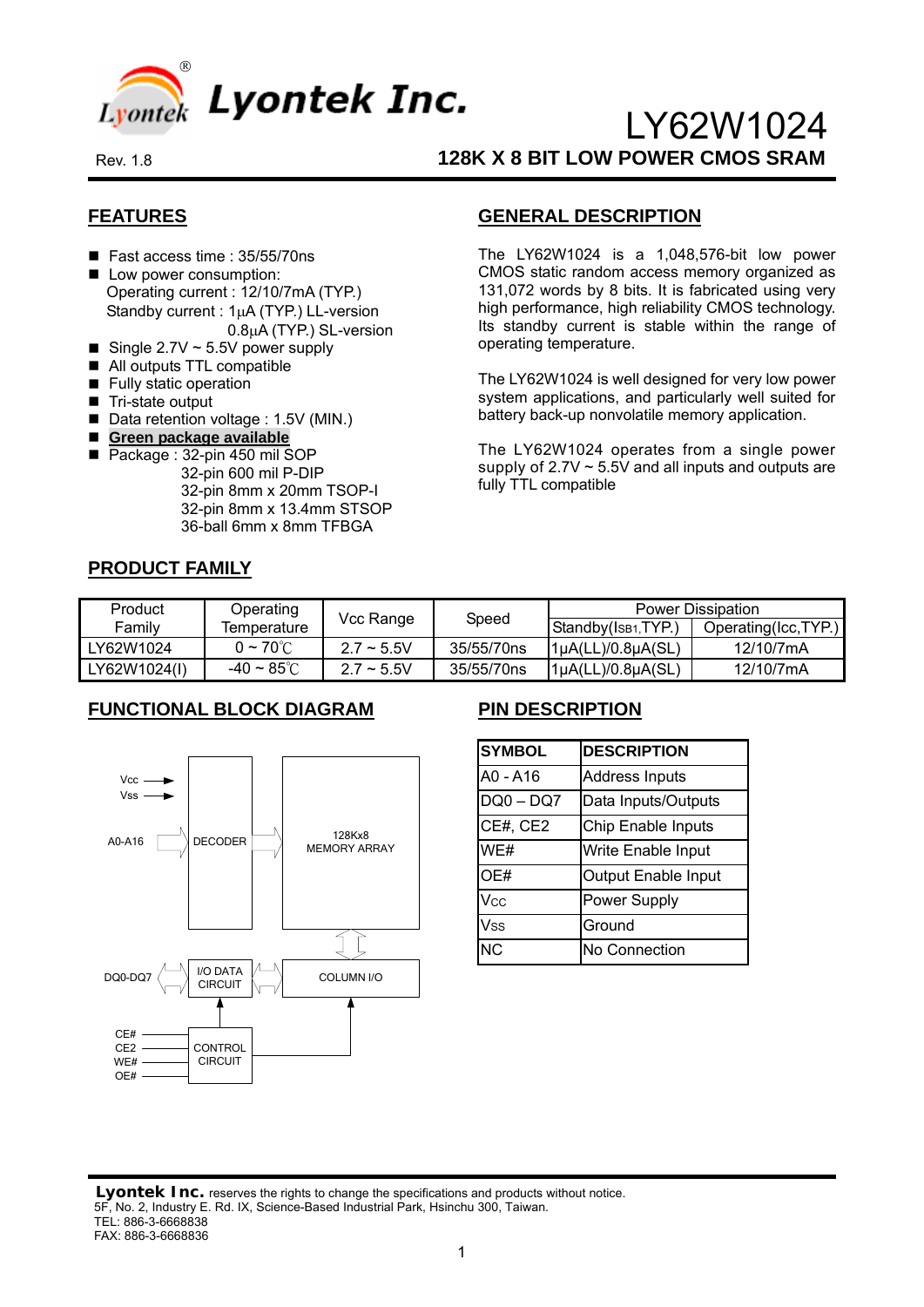**Lyontek Inc.**

# LY62W1024

Rev. 1.8

## 128K X 8 BIT LOW POWER CMOS SRAM

## FEATURES

- Fast access time : 35/55/70ns
- Low power consumption:
  Operating current : 12/10/7mA (TYP.)
  Standby current : 1µA (TYP.) LL-version
  0.8µA (TYP.) SL-version
- Single 2.7V ~ 5.5V power supply
- All outputs TTL compatible
- Fully static operation
- Tri-state output
- Data retention voltage : 1.5V (MIN.)
- **Green package available**
- Package : 32-pin 450 mil SOP
  32-pin 600 mil P-DIP
  32-pin 8mm x 20mm TSOP-I
  32-pin 8mm x 13.4mm STSOP
  36-ball 6mm x 8mm TFBGA

## GENERAL DESCRIPTION

The LY62W1024 is a 1,048,576-bit low power CMOS static random access memory organized as 131,072 words by 8 bits. It is fabricated using very high performance, high reliability CMOS technology. Its standby current is stable within the range of operating temperature.

The LY62W1024 is well designed for very low power system applications, and particularly well suited for battery back-up nonvolatile memory application.

The LY62W1024 operates from a single power supply of 2.7V ~ 5.5V and all inputs and outputs are fully TTL compatible

## PRODUCT FAMILY

| Product Family | Operating Temperature | Vcc Range | Speed | Power Dissipation | |
|---|---|---|---|---|---|
| | | | | Standby($I_{SB1}$,TYP.) | Operating(Icc,TYP.) |
| LY62W1024 | 0 ~ 70℃ | 2.7 ~ 5.5V | 35/55/70ns | 1µA(LL)/0.8µA(SL) | 12/10/7mA |
| LY62W1024(I) | -40 ~ 85℃ | 2.7 ~ 5.5V | 35/55/70ns | 1µA(LL)/0.8µA(SL) | 12/10/7mA |

## FUNCTIONAL BLOCK DIAGRAM

Vcc
Vss
A0-A16 → DECODER → 128Kx8 MEMORY ARRAY
DQ0-DQ7 ↔ I/O DATA CIRCUIT ↔ COLUMN I/O
CE#, CE2, WE#, OE# → CONTROL CIRCUIT

## PIN DESCRIPTION

| SYMBOL | DESCRIPTION |
|---|---|
| A0 - A16 | Address Inputs |
| DQ0 – DQ7 | Data Inputs/Outputs |
| CE#, CE2 | Chip Enable Inputs |
| WE# | Write Enable Input |
| OE# | Output Enable Input |
| Vcc | Power Supply |
| Vss | Ground |
| NC | No Connection |

**Lyontek Inc.** reserves the rights to change the specifications and products without notice.
5F, No. 2, Industry E. Rd. IX, Science-Based Industrial Park, Hsinchu 300, Taiwan.
TEL: 886-3-6668838
FAX: 886-3-6668836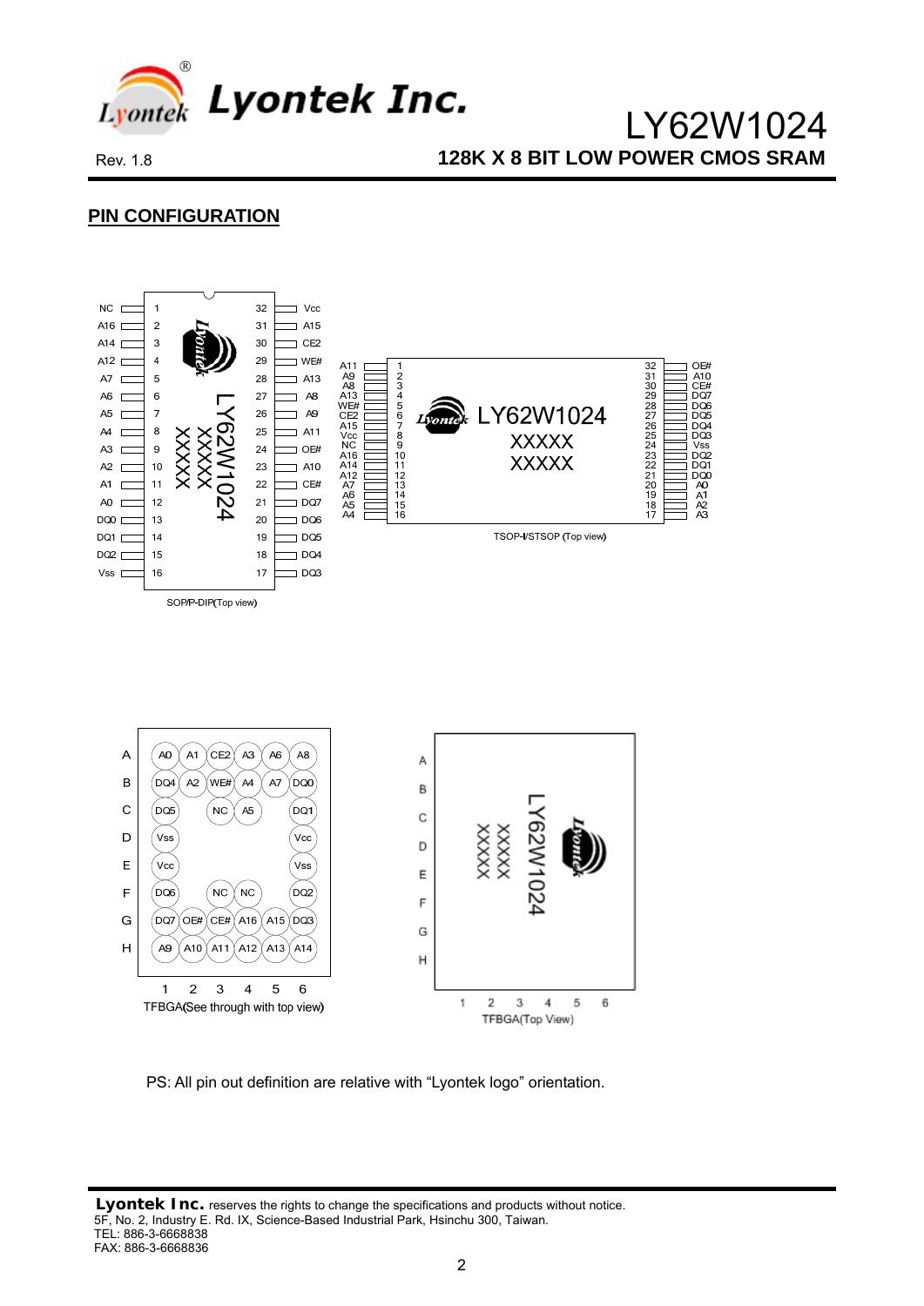## PIN CONFIGURATION

**SOP/P-DIP (Top view)**

| Pin | Name | Pin | Name |
|---|---|---|---|
| 1 | NC | 32 | Vcc |
| 2 | A16 | 31 | A15 |
| 3 | A14 | 30 | CE2 |
| 4 | A12 | 29 | WE# |
| 5 | A7 | 28 | A13 |
| 6 | A6 | 27 | A8 |
| 7 | A5 | 26 | A9 |
| 8 | A4 | 25 | A11 |
| 9 | A3 | 24 | OE# |
| 10 | A2 | 23 | A10 |
| 11 | A1 | 22 | CE# |
| 12 | A0 | 21 | DQ7 |
| 13 | DQ0 | 20 | DQ6 |
| 14 | DQ1 | 19 | DQ5 |
| 15 | DQ2 | 18 | DQ4 |
| 16 | Vss | 17 | DQ3 |

**TSOP-I/STSOP (Top view)**

| Pin | Name | Pin | Name |
|---|---|---|---|
| 1 | A11 | 32 | OE# |
| 2 | A9 | 31 | A10 |
| 3 | A8 | 30 | CE# |
| 4 | A13 | 29 | DQ7 |
| 5 | WE# | 28 | DQ6 |
| 6 | CE2 | 27 | DQ5 |
| 7 | A15 | 26 | DQ4 |
| 8 | Vcc | 25 | DQ3 |
| 9 | NC | 24 | Vss |
| 10 | A16 | 23 | DQ2 |
| 11 | A14 | 22 | DQ1 |
| 12 | A12 | 21 | DQ0 |
| 13 | A7 | 20 | A0 |
| 14 | A6 | 19 | A1 |
| 15 | A5 | 18 | A2 |
| 16 | A4 | 17 | A3 |

**TFBGA (See through with top view)**

| | 1 | 2 | 3 | 4 | 5 | 6 |
|---|---|---|---|---|---|---|
| A | A0 | A1 | CE2 | A3 | A6 | A8 |
| B | DQ4 | A2 | WE# | A4 | A7 | DQ0 |
| C | DQ5 | | NC | A5 | | DQ1 |
| D | Vss | | | | | Vcc |
| E | Vcc | | | | | Vss |
| F | DQ6 | | NC | NC | | DQ2 |
| G | DQ7 | OE# | CE# | A16 | A15 | DQ3 |
| H | A9 | A10 | A11 | A12 | A13 | A14 |

TFBGA (Top View)

PS: All pin out definition are relative with "Lyontek logo" orientation.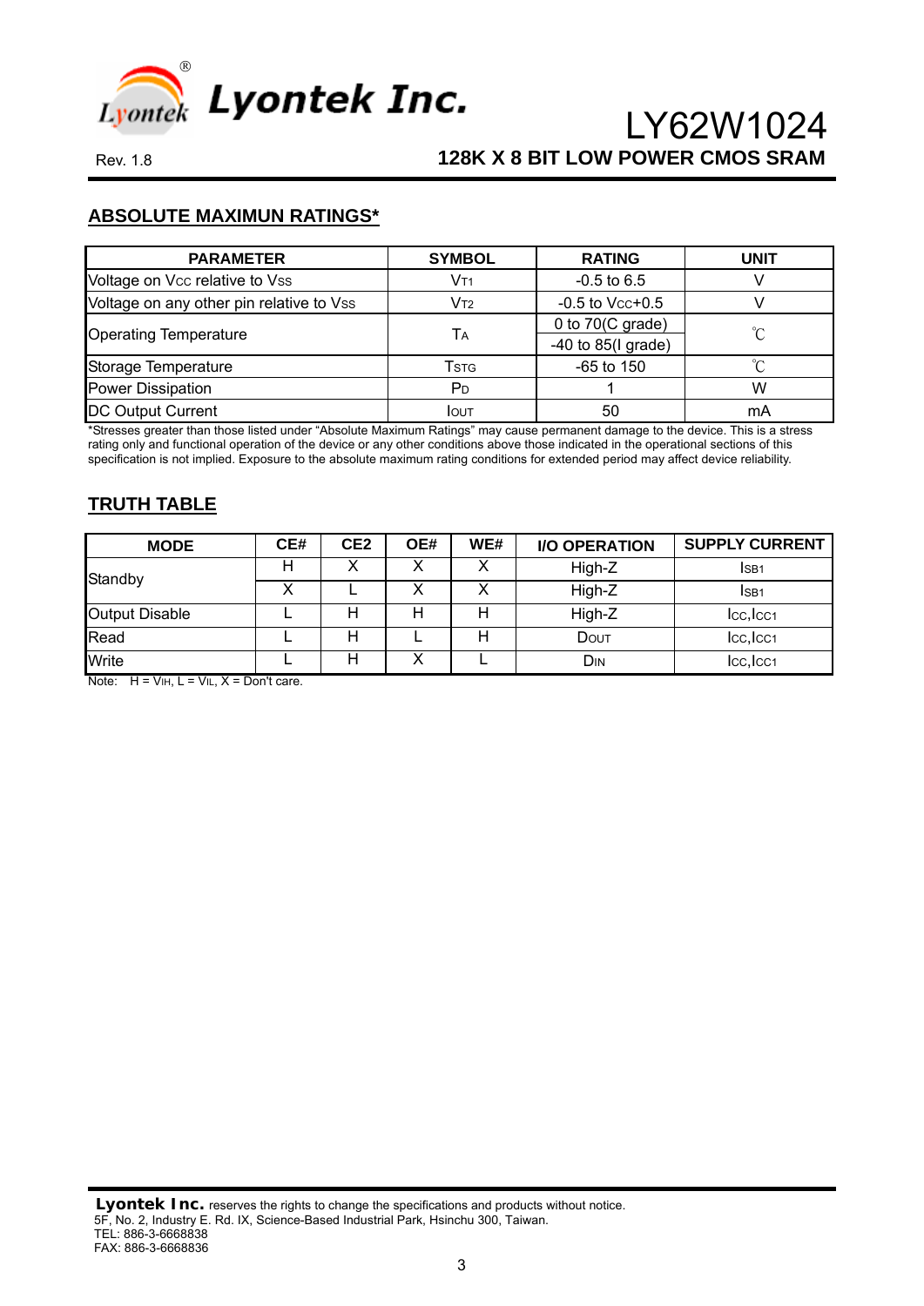## ABSOLUTE MAXIMUN RATINGS*

| PARAMETER | SYMBOL | RATING | UNIT |
|---|---|---|---|
| Voltage on $V_{CC}$ relative to $V_{SS}$ | $V_{T1}$ | -0.5 to 6.5 | V |
| Voltage on any other pin relative to $V_{SS}$ | $V_{T2}$ | -0.5 to $V_{CC}$+0.5 | V |
| Operating Temperature | $T_A$ | 0 to 70(C grade) | ℃ |
| | | -40 to 85(I grade) | |
| Storage Temperature | $T_{STG}$ | -65 to 150 | ℃ |
| Power Dissipation | $P_D$ | 1 | W |
| DC Output Current | $I_{OUT}$ | 50 | mA |

*Stresses greater than those listed under "Absolute Maximum Ratings" may cause permanent damage to the device. This is a stress rating only and functional operation of the device or any other conditions above those indicated in the operational sections of this specification is not implied. Exposure to the absolute maximum rating conditions for extended period may affect device reliability.

## TRUTH TABLE

| MODE | CE# | CE2 | OE# | WE# | I/O OPERATION | SUPPLY CURRENT |
|---|---|---|---|---|---|---|
| Standby | H | X | X | X | High-Z | $I_{SB1}$ |
| | X | L | X | X | High-Z | $I_{SB1}$ |
| Output Disable | L | H | H | H | High-Z | $I_{CC}$,$I_{CC1}$ |
| Read | L | H | L | H | $D_{OUT}$ | $I_{CC}$,$I_{CC1}$ |
| Write | L | H | X | L | $D_{IN}$ | $I_{CC}$,$I_{CC1}$ |

Note: H = $V_{IH}$, L = $V_{IL}$, X = Don't care.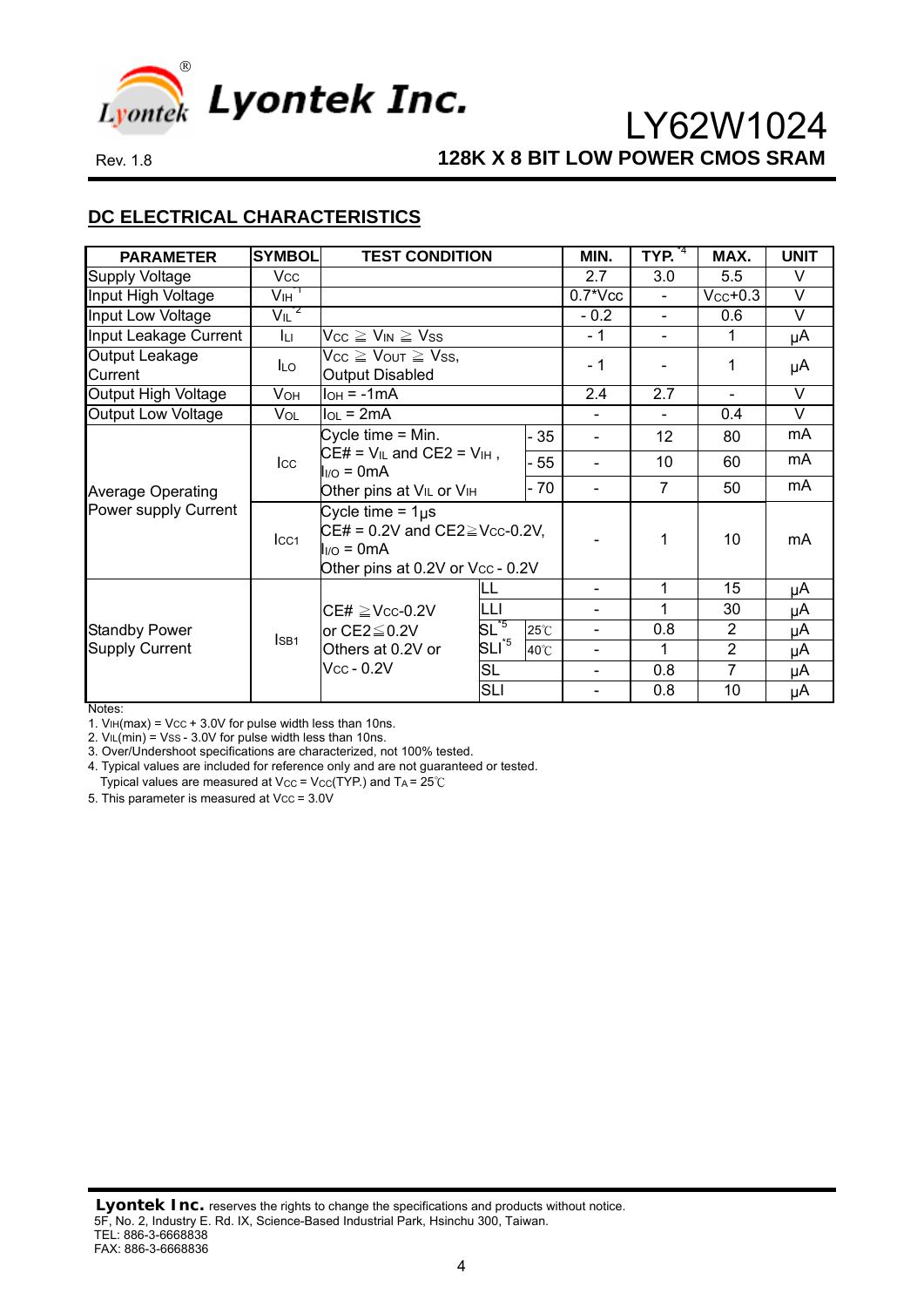## DC ELECTRICAL CHARACTERISTICS

| PARAMETER | SYMBOL | TEST CONDITION | | | MIN. | TYP. [*4] | MAX. | UNIT |
|---|---|---|---|---|---|---|---|---|
| Supply Voltage | $V_{CC}$ | | | | 2.7 | 3.0 | 5.5 | V |
| Input High Voltage | $V_{IH}$ [*1] | | | | 0.7*Vcc | - | Vcc+0.3 | V |
| Input Low Voltage | $V_{IL}$ [*2] | | | | - 0.2 | - | 0.6 | V |
| Input Leakage Current | $I_{LI}$ | $V_{CC} \geqq V_{IN} \geqq V_{SS}$ | | | - 1 | - | 1 | µA |
| Output Leakage Current | $I_{LO}$ | $V_{CC} \geqq V_{OUT} \geqq V_{SS}$, Output Disabled | | | - 1 | - | 1 | µA |
| Output High Voltage | $V_{OH}$ | $I_{OH}$ = -1mA | | | 2.4 | 2.7 | - | V |
| Output Low Voltage | $V_{OL}$ | $I_{OL}$ = 2mA | | | - | - | 0.4 | V |
| Average Operating Power supply Current | $I_{CC}$ | Cycle time = Min. CE# = $V_{IL}$ and CE2 = $V_{IH}$, $I_{I/O}$ = 0mA Other pins at $V_{IL}$ or $V_{IH}$ | - 35 | | - | 12 | 80 | mA |
| | | | - 55 | | - | 10 | 60 | mA |
| | | | - 70 | | - | 7 | 50 | mA |
| | $I_{CC1}$ | Cycle time = 1µs CE# = 0.2V and CE2≧Vcc-0.2V, $I_{I/O}$ = 0mA Other pins at 0.2V or Vcc - 0.2V | | | - | 1 | 10 | mA |
| Standby Power Supply Current | $I_{SB1}$ | CE# ≧Vcc-0.2V or CE2≦0.2V Others at 0.2V or Vcc - 0.2V | LL | | - | 1 | 15 | µA |
| | | | LLI | | - | 1 | 30 | µA |
| | | | SL [*5] | 25℃ | - | 0.8 | 2 | µA |
| | | | SLI [*5] | 40℃ | - | 1 | 2 | µA |
| | | | SL | | - | 0.8 | 7 | µA |
| | | | SLI | | - | 0.8 | 10 | µA |

Notes:
1. $V_{IH}$(max) = $V_{CC}$ + 3.0V for pulse width less than 10ns.
2. $V_{IL}$(min) = $V_{SS}$ - 3.0V for pulse width less than 10ns.
3. Over/Undershoot specifications are characterized, not 100% tested.
4. Typical values are included for reference only and are not guaranteed or tested. Typical values are measured at $V_{CC}$ = $V_{CC}$(TYP.) and $T_A$ = 25℃
5. This parameter is measured at $V_{CC}$ = 3.0V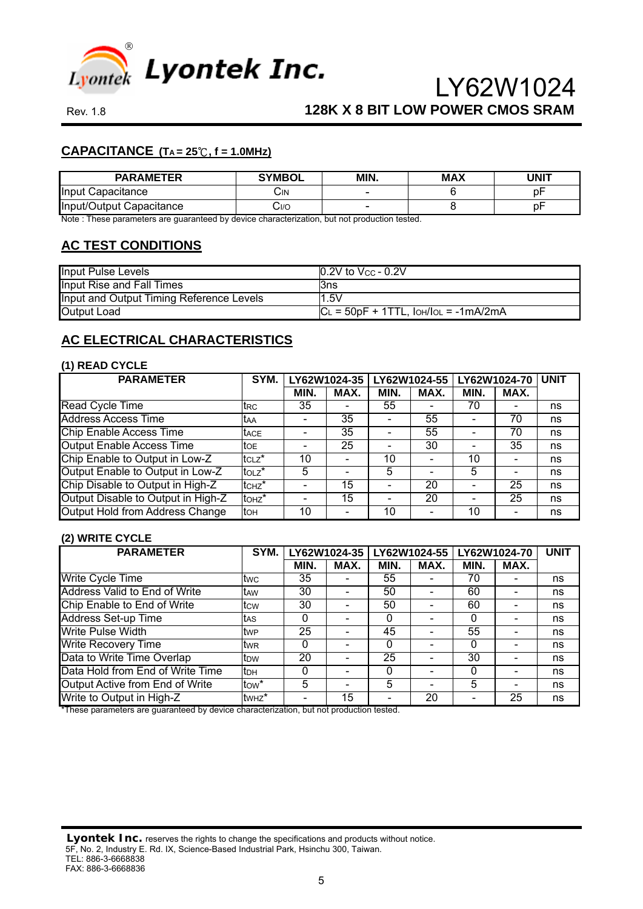## CAPACITANCE ($T_A$ = 25℃, f = 1.0MHz)

| PARAMETER | SYMBOL | MIN. | MAX | UNIT |
|---|---|---|---|---|
| Input Capacitance | $C_{IN}$ | - | 6 | pF |
| Input/Output Capacitance | $C_{I/O}$ | - | 8 | pF |

Note : These parameters are guaranteed by device characterization, but not production tested.

## AC TEST CONDITIONS

| | |
|---|---|
| Input Pulse Levels | 0.2V to $V_{CC}$ - 0.2V |
| Input Rise and Fall Times | 3ns |
| Input and Output Timing Reference Levels | 1.5V |
| Output Load | $C_L$ = 50pF + 1TTL, $I_{OH}/I_{OL}$ = -1mA/2mA |

## AC ELECTRICAL CHARACTERISTICS

### (1) READ CYCLE

| PARAMETER | SYM. | LY62W1024-35 | | LY62W1024-55 | | LY62W1024-70 | | UNIT |
|---|---|---|---|---|---|---|---|---|
| | | MIN. | MAX. | MIN. | MAX. | MIN. | MAX. | |
| Read Cycle Time | $t_{RC}$ | 35 | - | 55 | - | 70 | - | ns |
| Address Access Time | $t_{AA}$ | - | 35 | - | 55 | - | 70 | ns |
| Chip Enable Access Time | $t_{ACE}$ | - | 35 | - | 55 | - | 70 | ns |
| Output Enable Access Time | $t_{OE}$ | - | 25 | - | 30 | - | 35 | ns |
| Chip Enable to Output in Low-Z | $t_{CLZ}$* | 10 | - | 10 | - | 10 | - | ns |
| Output Enable to Output in Low-Z | $t_{OLZ}$* | 5 | - | 5 | - | 5 | - | ns |
| Chip Disable to Output in High-Z | $t_{CHZ}$* | - | 15 | - | 20 | - | 25 | ns |
| Output Disable to Output in High-Z | $t_{OHZ}$* | - | 15 | - | 20 | - | 25 | ns |
| Output Hold from Address Change | $t_{OH}$ | 10 | - | 10 | - | 10 | - | ns |

### (2) WRITE CYCLE

| PARAMETER | SYM. | LY62W1024-35 | | LY62W1024-55 | | LY62W1024-70 | | UNIT |
|---|---|---|---|---|---|---|---|---|
| | | MIN. | MAX. | MIN. | MAX. | MIN. | MAX. | |
| Write Cycle Time | $t_{WC}$ | 35 | - | 55 | - | 70 | - | ns |
| Address Valid to End of Write | $t_{AW}$ | 30 | - | 50 | - | 60 | - | ns |
| Chip Enable to End of Write | $t_{CW}$ | 30 | - | 50 | - | 60 | - | ns |
| Address Set-up Time | $t_{AS}$ | 0 | - | 0 | - | 0 | - | ns |
| Write Pulse Width | $t_{WP}$ | 25 | - | 45 | - | 55 | - | ns |
| Write Recovery Time | $t_{WR}$ | 0 | - | 0 | - | 0 | - | ns |
| Data to Write Time Overlap | $t_{DW}$ | 20 | - | 25 | - | 30 | - | ns |
| Data Hold from End of Write Time | $t_{DH}$ | 0 | - | 0 | - | 0 | - | ns |
| Output Active from End of Write | $t_{OW}$* | 5 | - | 5 | - | 5 | - | ns |
| Write to Output in High-Z | $t_{WHZ}$* | - | 15 | - | 20 | - | 25 | ns |

*These parameters are guaranteed by device characterization, but not production tested.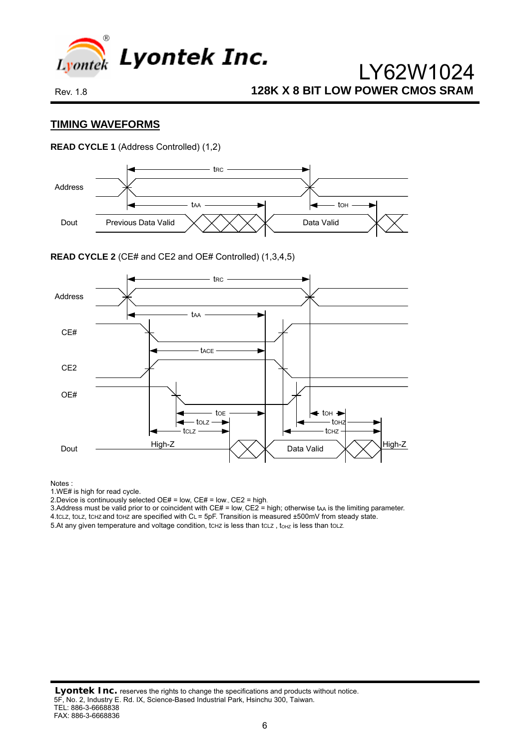## TIMING WAVEFORMS

**READ CYCLE 1** (Address Controlled) (1,2)

**READ CYCLE 2** (CE# and CE2 and OE# Controlled) (1,3,4,5)

Notes :
1.WE# is high for read cycle.
2.Device is continuously selected OE# = low, CE# = low., CE2 = high.
3.Address must be valid prior to or coincident with CE# = low, CE2 = high; otherwise $t_{AA}$ is the limiting parameter.
4.$t_{CLZ}$, $t_{OLZ}$, $t_{CHZ}$ and $t_{OHZ}$ are specified with $C_L$ = 5pF. Transition is measured ±500mV from steady state.
5.At any given temperature and voltage condition, $t_{CHZ}$ is less than $t_{CLZ}$ , $t_{OHZ}$ is less than $t_{OLZ}$.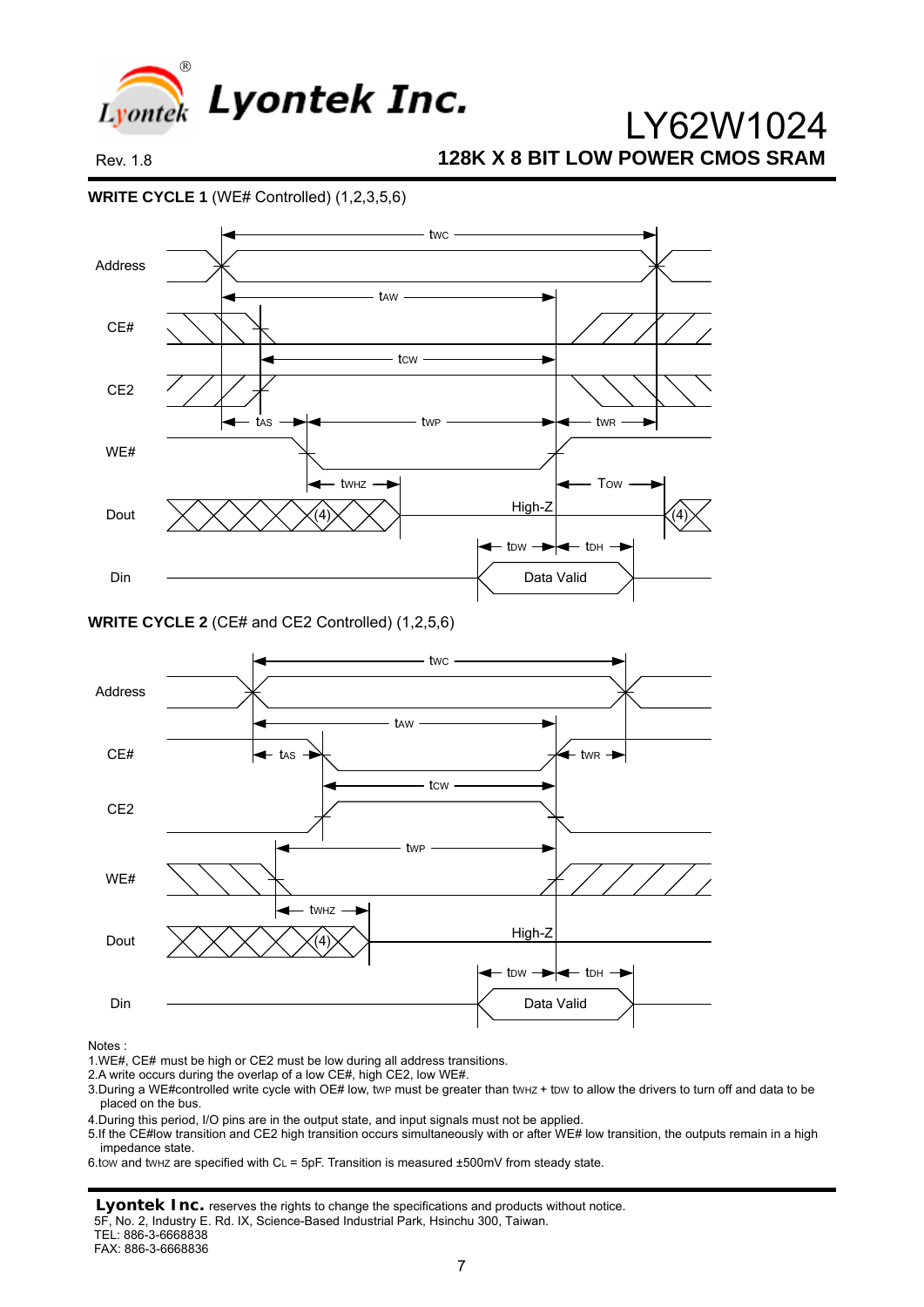**WRITE CYCLE 1** (WE# Controlled) (1,2,3,5,6)

**WRITE CYCLE 2** (CE# and CE2 Controlled) (1,2,5,6)

Notes :

1. WE#, CE# must be high or CE2 must be low during all address transitions.
2. A write occurs during the overlap of a low CE#, high CE2, low WE#.
3. During a WE#controlled write cycle with OE# low, $t_{WP}$ must be greater than $t_{WHZ}$ + $t_{DW}$ to allow the drivers to turn off and data to be placed on the bus.
4. During this period, I/O pins are in the output state, and input signals must not be applied.
5. If the CE#low transition and CE2 high transition occurs simultaneously with or after WE# low transition, the outputs remain in a high impedance state.
6. $t_{OW}$ and $t_{WHZ}$ are specified with $C_L$ = 5pF. Transition is measured ±500mV from steady state.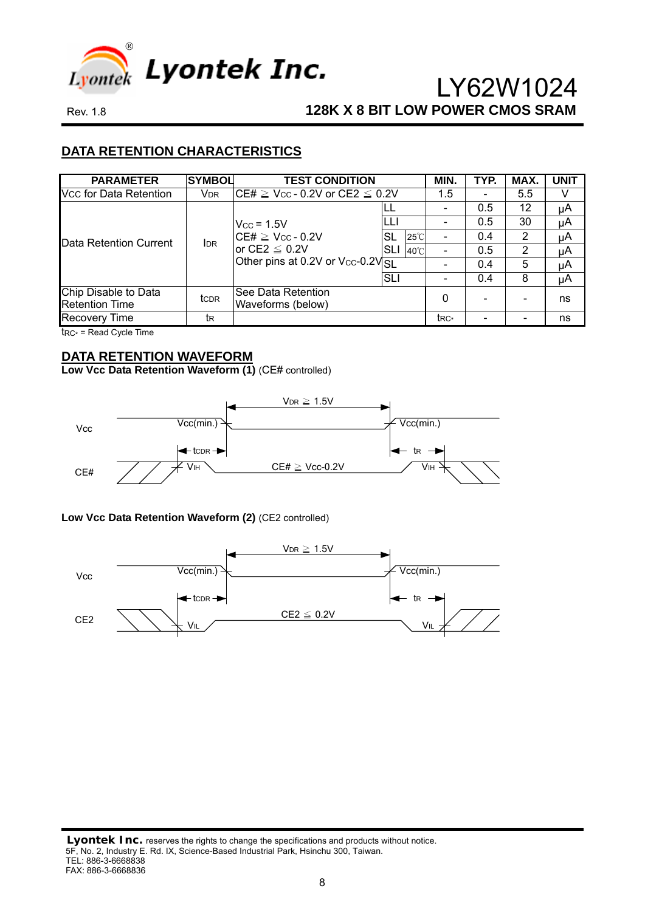## DATA RETENTION CHARACTERISTICS

| PARAMETER | SYMBOL | TEST CONDITION | | | MIN. | TYP. | MAX. | UNIT |
|---|---|---|---|---|---|---|---|---|
| Vcc for Data Retention | $V_{DR}$ | CE# ≧ Vcc - 0.2V or CE2 ≦ 0.2V | | | 1.5 | - | 5.5 | V |
| Data Retention Current | $I_{DR}$ | Vcc = 1.5V<br>CE# ≧ Vcc - 0.2V<br>or CE2 ≦ 0.2V<br>Other pins at 0.2V or Vcc-0.2V | LL | | - | 0.5 | 12 | µA |
| | | | LLI | | - | 0.5 | 30 | µA |
| | | | SL | 25℃ | - | 0.4 | 2 | µA |
| | | | SLI | 40℃ | - | 0.5 | 2 | µA |
| | | | SL | | - | 0.4 | 5 | µA |
| | | | SLI | | - | 0.4 | 8 | µA |
| Chip Disable to Data Retention Time | $t_{CDR}$ | See Data Retention Waveforms (below) | | | 0 | - | - | ns |
| Recovery Time | $t_R$ | | | | $t_{RC*}$ | - | - | ns |

$t_{RC*}$ = Read Cycle Time

## DATA RETENTION WAVEFORM

**Low Vcc Data Retention Waveform (1)** (CE# controlled)

**Low Vcc Data Retention Waveform (2)** (CE2 controlled)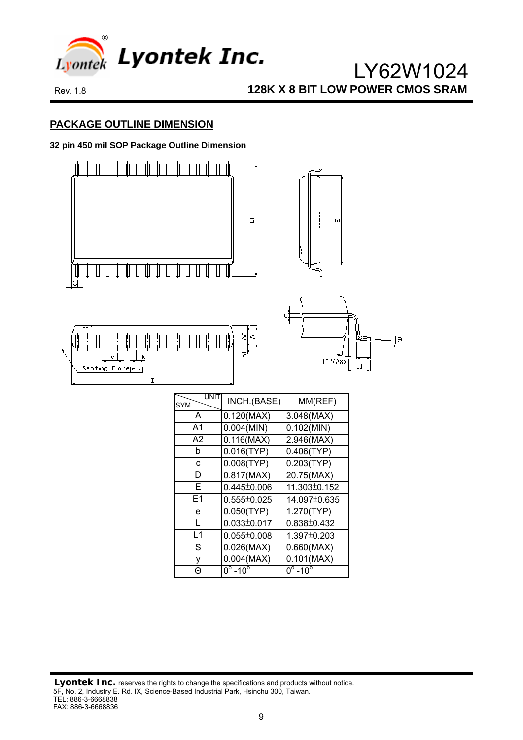## PACKAGE OUTLINE DIMENSION

**32 pin 450 mil SOP Package Outline Dimension**

| SYM. \ UNIT | INCH.(BASE) | MM(REF) |
|---|---|---|
| A | 0.120(MAX) | 3.048(MAX) |
| A1 | 0.004(MIN) | 0.102(MIN) |
| A2 | 0.116(MAX) | 2.946(MAX) |
| b | 0.016(TYP) | 0.406(TYP) |
| c | 0.008(TYP) | 0.203(TYP) |
| D | 0.817(MAX) | 20.75(MAX) |
| E | 0.445±0.006 | 11.303±0.152 |
| E1 | 0.555±0.025 | 14.097±0.635 |
| e | 0.050(TYP) | 1.270(TYP) |
| L | 0.033±0.017 | 0.838±0.432 |
| L1 | 0.055±0.008 | 1.397±0.203 |
| S | 0.026(MAX) | 0.660(MAX) |
| y | 0.004(MAX) | 0.101(MAX) |
| Θ | 0° -10° | 0° -10° |

**Lyontek Inc.** reserves the rights to change the specifications and products without notice.
5F, No. 2, Industry E. Rd. IX, Science-Based Industrial Park, Hsinchu 300, Taiwan.
TEL: 886-3-6668838
FAX: 886-3-6668836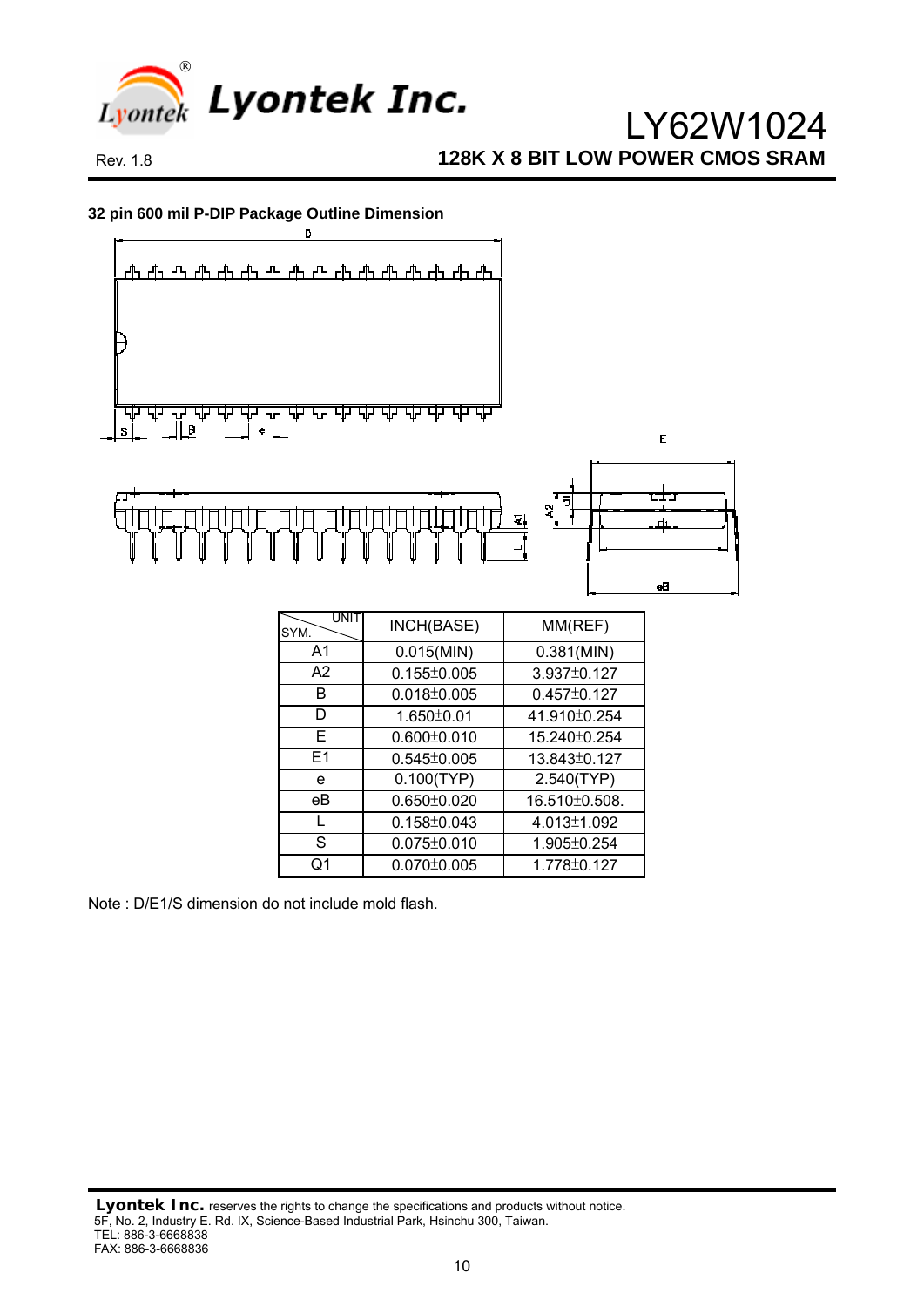## 32 pin 600 mil P-DIP Package Outline Dimension

| UNIT / SYM. | INCH(BASE) | MM(REF) |
|---|---|---|
| A1 | 0.015(MIN) | 0.381(MIN) |
| A2 | 0.155±0.005 | 3.937±0.127 |
| B | 0.018±0.005 | 0.457±0.127 |
| D | 1.650±0.01 | 41.910±0.254 |
| E | 0.600±0.010 | 15.240±0.254 |
| E1 | 0.545±0.005 | 13.843±0.127 |
| e | 0.100(TYP) | 2.540(TYP) |
| eB | 0.650±0.020 | 16.510±0.508. |
| L | 0.158±0.043 | 4.013±1.092 |
| S | 0.075±0.010 | 1.905±0.254 |
| Q1 | 0.070±0.005 | 1.778±0.127 |

Note : D/E1/S dimension do not include mold flash.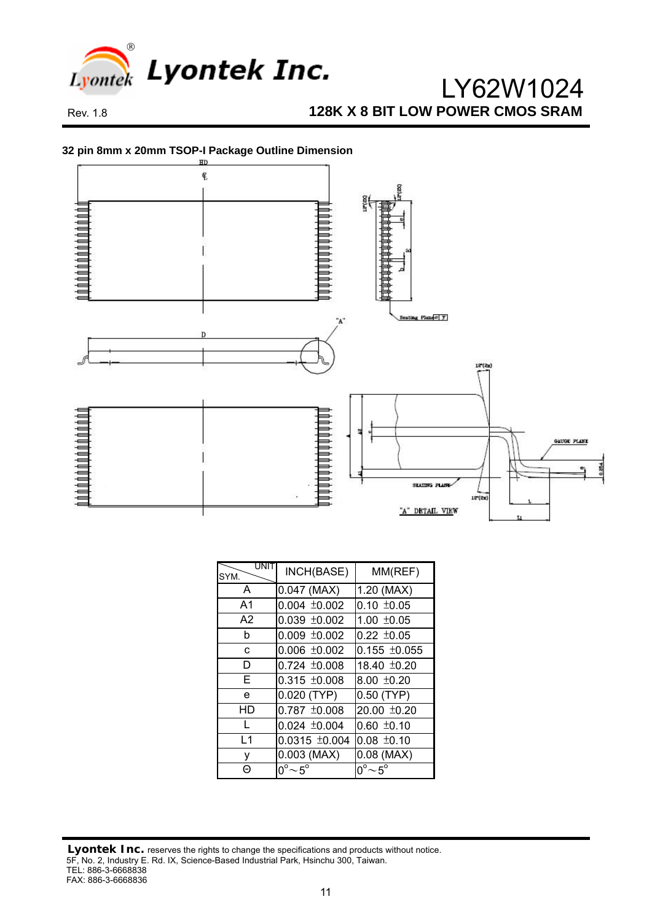# 32 pin 8mm x 20mm TSOP-I Package Outline Dimension

| UNIT / SYM. | INCH(BASE) | MM(REF) |
|---|---|---|
| A | 0.047 (MAX) | 1.20 (MAX) |
| A1 | 0.004 ±0.002 | 0.10 ±0.05 |
| A2 | 0.039 ±0.002 | 1.00 ±0.05 |
| b | 0.009 ±0.002 | 0.22 ±0.05 |
| c | 0.006 ±0.002 | 0.155 ±0.055 |
| D | 0.724 ±0.008 | 18.40 ±0.20 |
| E | 0.315 ±0.008 | 8.00 ±0.20 |
| e | 0.020 (TYP) | 0.50 (TYP) |
| HD | 0.787 ±0.008 | 20.00 ±0.20 |
| L | 0.024 ±0.004 | 0.60 ±0.10 |
| L1 | 0.0315 ±0.004 | 0.08 ±0.10 |
| y | 0.003 (MAX) | 0.08 (MAX) |
| Θ | $0^\circ \sim 5^\circ$ | $0^\circ \sim 5^\circ$ |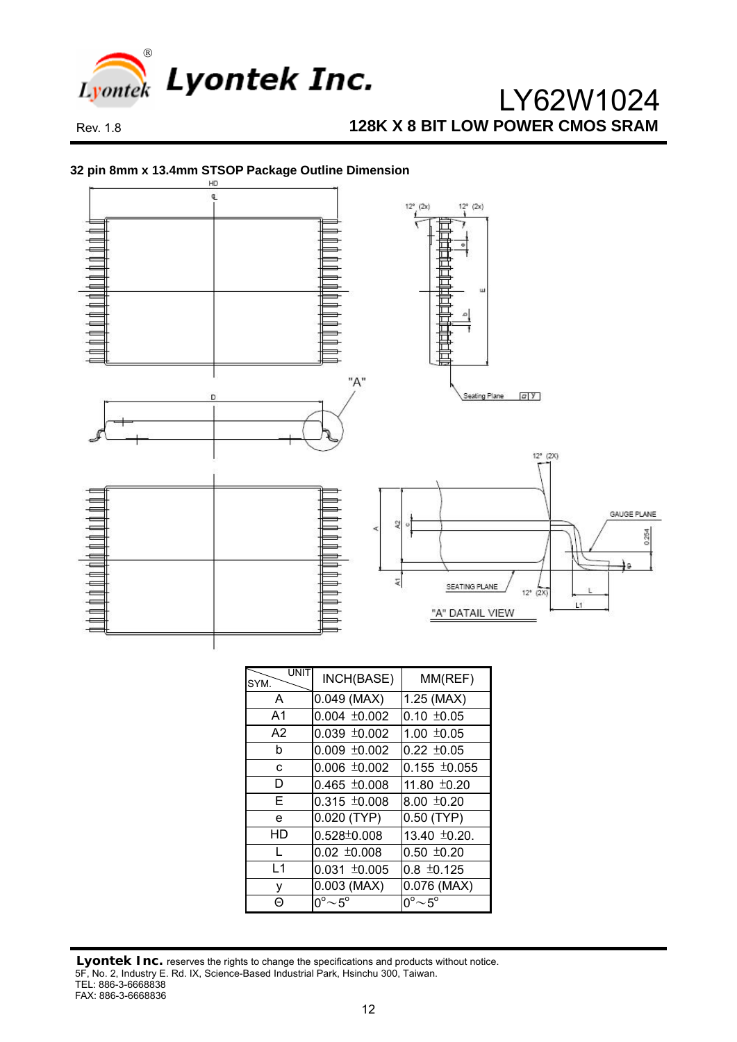**32 pin 8mm x 13.4mm STSOP Package Outline Dimension**

| UNIT / SYM. | INCH(BASE) | MM(REF) |
|---|---|---|
| A | 0.049 (MAX) | 1.25 (MAX) |
| A1 | 0.004 ±0.002 | 0.10 ±0.05 |
| A2 | 0.039 ±0.002 | 1.00 ±0.05 |
| b | 0.009 ±0.002 | 0.22 ±0.05 |
| c | 0.006 ±0.002 | 0.155 ±0.055 |
| D | 0.465 ±0.008 | 11.80 ±0.20 |
| E | 0.315 ±0.008 | 8.00 ±0.20 |
| e | 0.020 (TYP) | 0.50 (TYP) |
| HD | 0.528±0.008 | 13.40 ±0.20. |
| L | 0.02 ±0.008 | 0.50 ±0.20 |
| L1 | 0.031 ±0.005 | 0.8 ±0.125 |
| y | 0.003 (MAX) | 0.076 (MAX) |
| Θ | $0^{\circ} \sim 5^{\circ}$ | $0^{\circ} \sim 5^{\circ}$ |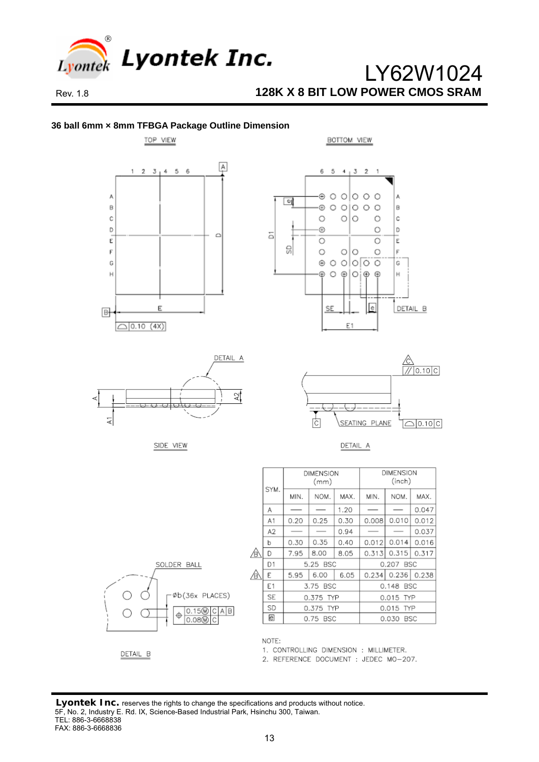## 36 ball 6mm × 8mm TFBGA Package Outline Dimension

| SYM. | DIMENSION (mm) MIN. | DIMENSION (mm) NOM. | DIMENSION (mm) MAX. | DIMENSION (inch) MIN. | DIMENSION (inch) NOM. | DIMENSION (inch) MAX. |
|---|---|---|---|---|---|---|
| A | — | — | 1.20 | — | — | 0.047 |
| A1 | 0.20 | 0.25 | 0.30 | 0.008 | 0.010 | 0.012 |
| A2 | — | — | 0.94 | — | — | 0.037 |
| b | 0.30 | 0.35 | 0.40 | 0.012 | 0.014 | 0.016 |
| D | 7.95 | 8.00 | 8.05 | 0.313 | 0.315 | 0.317 |
| D1 | | 5.25 BSC | | | 0.207 BSC | |
| E | 5.95 | 6.00 | 6.05 | 0.234 | 0.236 | 0.238 |
| E1 | | 3.75 BSC | | | 0.148 BSC | |
| SE | | 0.375 TYP | | | 0.015 TYP | |
| SD | | 0.375 TYP | | | 0.015 TYP | |
| e | | 0.75 BSC | | | 0.030 BSC | |

NOTE:
1. CONTROLLING DIMENSION : MILLIMETER.
2. REFERENCE DOCUMENT : JEDEC MO-207.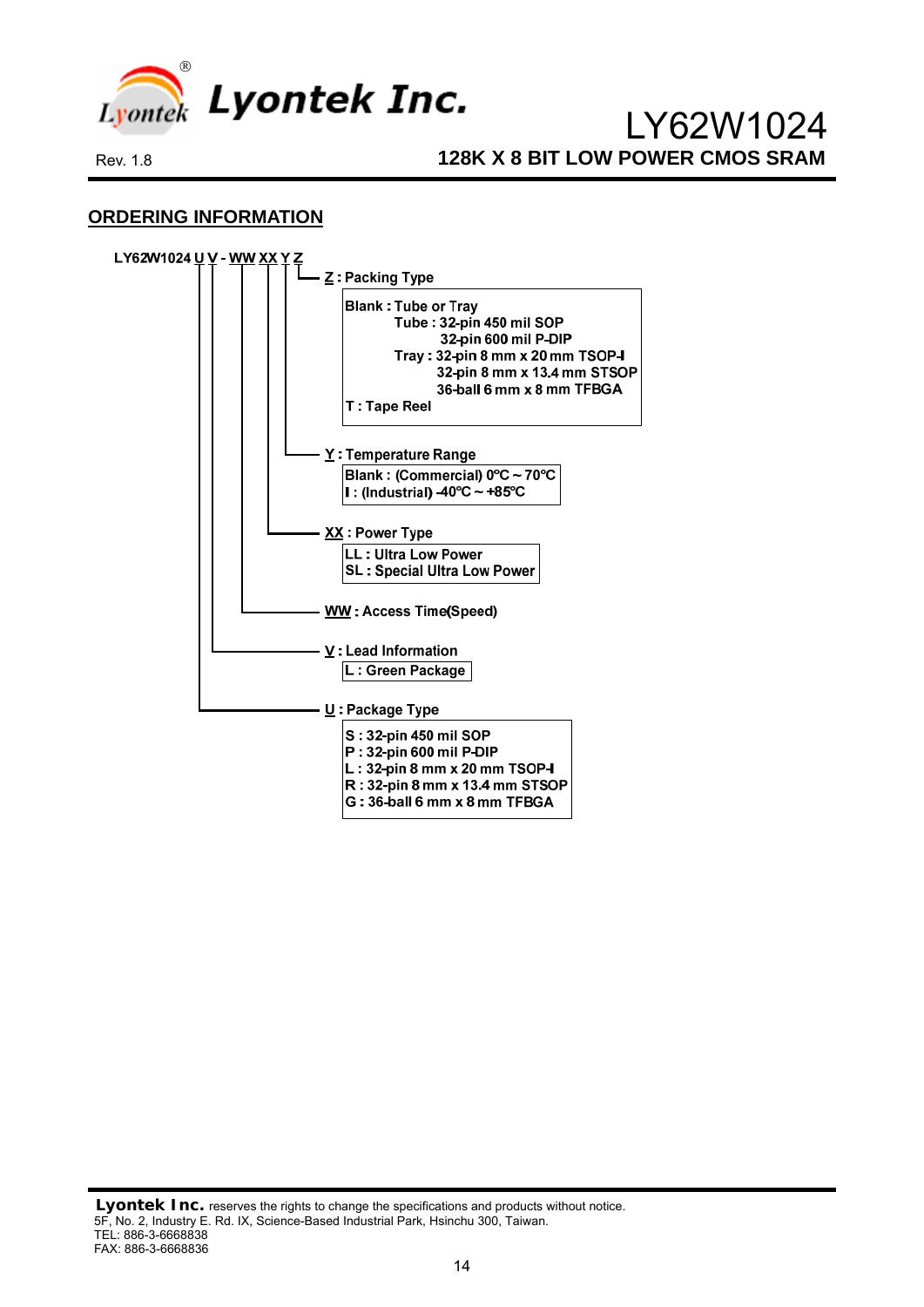## ORDERING INFORMATION

**LY62W1024 U V - WW XX Y Z**

**Z : Packing Type**

- Blank : Tube or Tray
  - Tube : 32-pin 450 mil SOP
    - 32-pin 600 mil P-DIP
  - Tray : 32-pin 8 mm x 20 mm TSOP-I
    - 32-pin 8 mm x 13.4 mm STSOP
    - 36-ball 6 mm x 8 mm TFBGA
- T : Tape Reel

**Y : Temperature Range**

- Blank : (Commercial) 0℃ ~ 70℃
- I : (Industrial) -40℃ ~ +85℃

**XX : Power Type**

- LL : Ultra Low Power
- SL : Special Ultra Low Power

**WW : Access Time(Speed)**

**V : Lead Information**

- L : Green Package

**U : Package Type**

- S : 32-pin 450 mil SOP
- P : 32-pin 600 mil P-DIP
- L : 32-pin 8 mm x 20 mm TSOP-I
- R : 32-pin 8 mm x 13.4 mm STSOP
- G : 36-ball 6 mm x 8 mm TFBGA